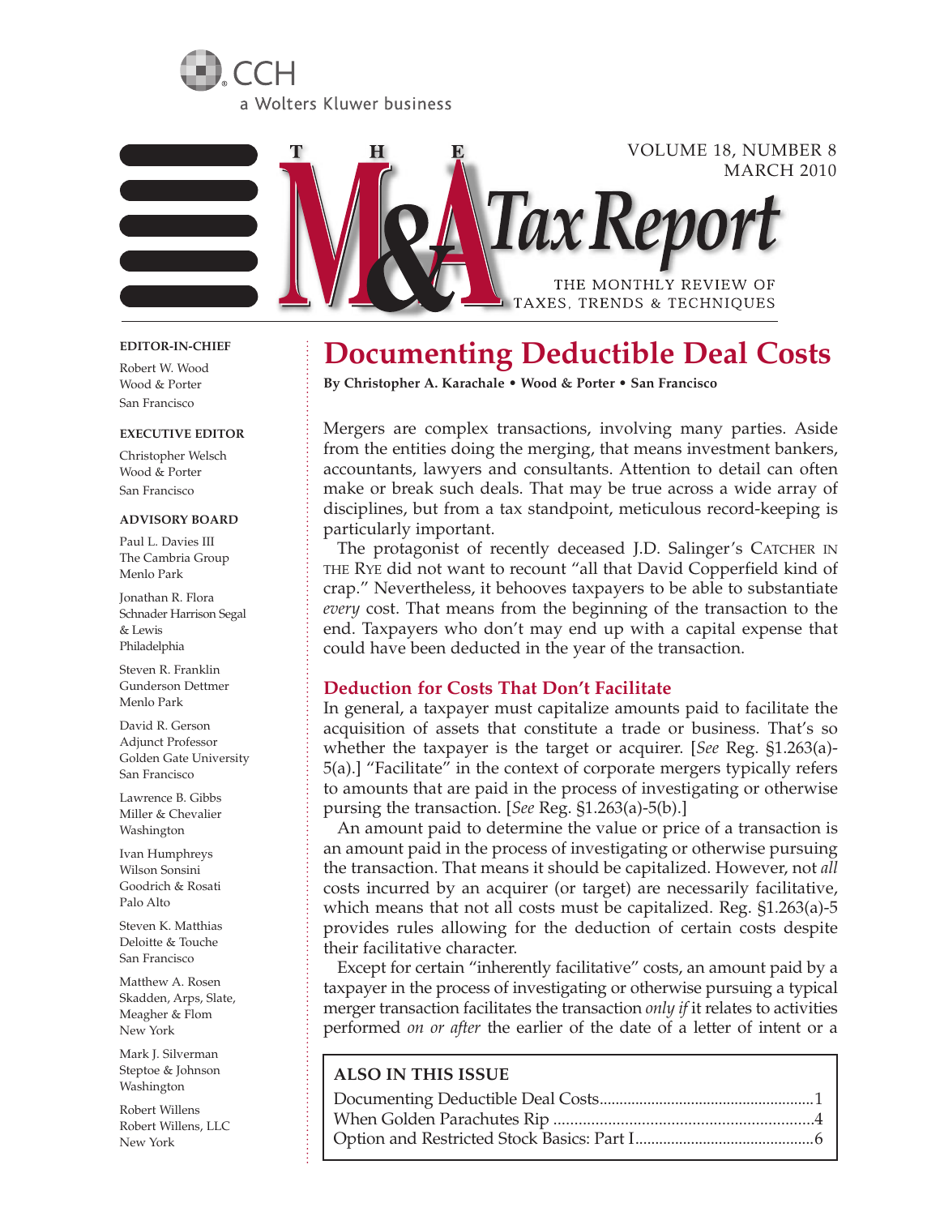CCH

a Wolters Kluwer business

# THE M&A Tax Report

VOLUME 18, NUMBER 8
MARCH 2010

THE MONTHLY REVIEW OF TAXES, TRENDS & TECHNIQUES

**EDITOR-IN-CHIEF**

Robert W. Wood
Wood & Porter
San Francisco

**EXECUTIVE EDITOR**

Christopher Welsch
Wood & Porter
San Francisco

**ADVISORY BOARD**

Paul L. Davies III
The Cambria Group
Menlo Park

Jonathan R. Flora
Schnader Harrison Segal & Lewis
Philadelphia

Steven R. Franklin
Gunderson Dettmer
Menlo Park

David R. Gerson
Adjunct Professor
Golden Gate University
San Francisco

Lawrence B. Gibbs
Miller & Chevalier
Washington

Ivan Humphreys
Wilson Sonsini Goodrich & Rosati
Palo Alto

Steven K. Matthias
Deloitte & Touche
San Francisco

Matthew A. Rosen
Skadden, Arps, Slate, Meagher & Flom
New York

Mark J. Silverman
Steptoe & Johnson
Washington

Robert Willens
Robert Willens, LLC
New York

## Documenting Deductible Deal Costs

**By Christopher A. Karachale • Wood & Porter • San Francisco**

Mergers are complex transactions, involving many parties. Aside from the entities doing the merging, that means investment bankers, accountants, lawyers and consultants. Attention to detail can often make or break such deals. That may be true across a wide array of disciplines, but from a tax standpoint, meticulous record-keeping is particularly important.

The protagonist of recently deceased J.D. Salinger's CATCHER IN THE RYE did not want to recount "all that David Copperfield kind of crap." Nevertheless, it behooves taxpayers to be able to substantiate *every* cost. That means from the beginning of the transaction to the end. Taxpayers who don't may end up with a capital expense that could have been deducted in the year of the transaction.

### Deduction for Costs That Don't Facilitate

In general, a taxpayer must capitalize amounts paid to facilitate the acquisition of assets that constitute a trade or business. That's so whether the taxpayer is the target or acquirer. [*See* Reg. §1.263(a)-5(a).] "Facilitate" in the context of corporate mergers typically refers to amounts that are paid in the process of investigating or otherwise pursing the transaction. [*See* Reg. §1.263(a)-5(b).]

An amount paid to determine the value or price of a transaction is an amount paid in the process of investigating or otherwise pursuing the transaction. That means it should be capitalized. However, not *all* costs incurred by an acquirer (or target) are necessarily facilitative, which means that not all costs must be capitalized. Reg. §1.263(a)-5 provides rules allowing for the deduction of certain costs despite their facilitative character.

Except for certain "inherently facilitative" costs, an amount paid by a taxpayer in the process of investigating or otherwise pursuing a typical merger transaction facilitates the transaction *only if* it relates to activities performed *on or after* the earlier of the date of a letter of intent or a

**ALSO IN THIS ISSUE**

Documenting Deductible Deal Costs....................1
When Golden Parachutes Rip ............................4
Option and Restricted Stock Basics: Part I...........6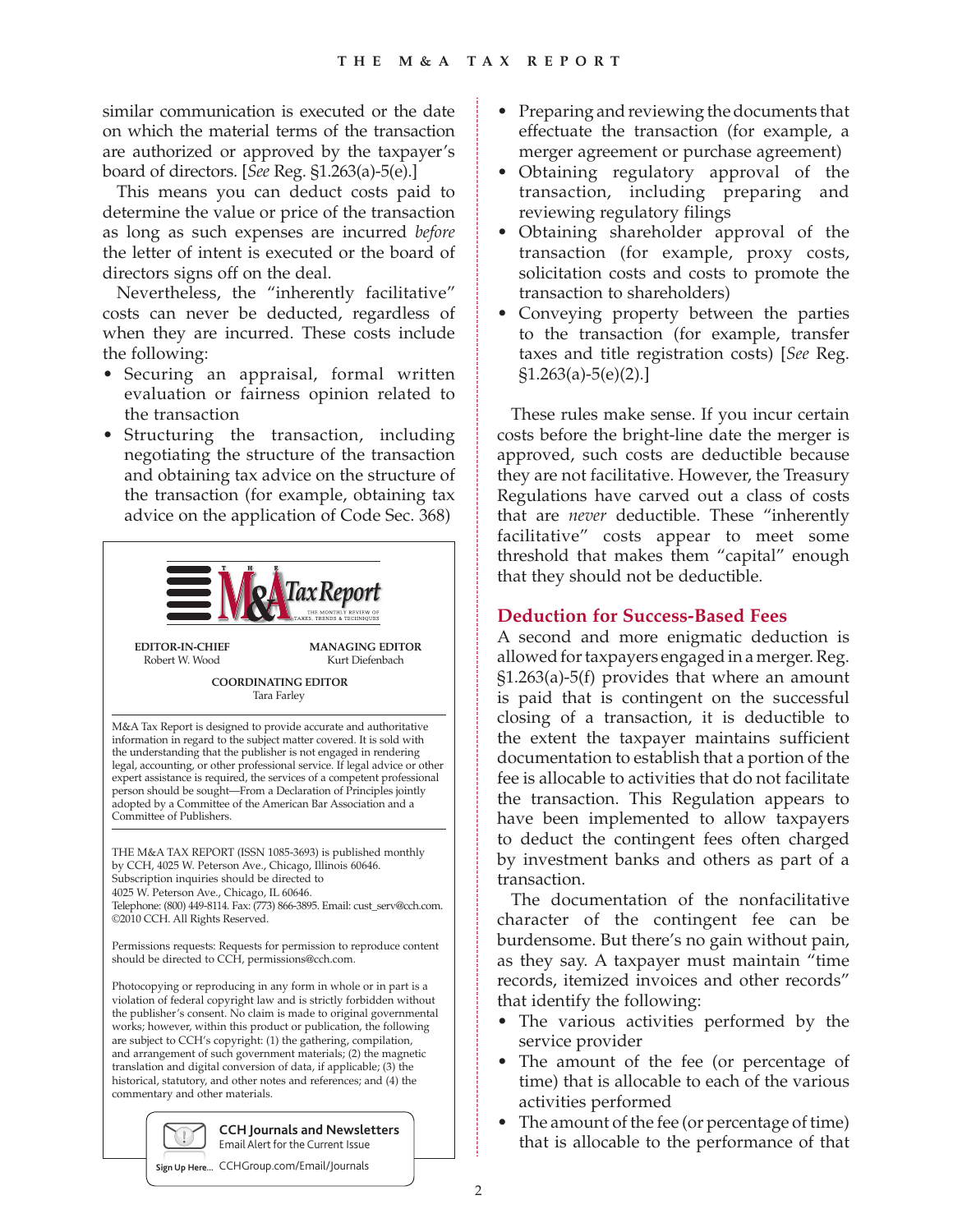similar communication is executed or the date on which the material terms of the transaction are authorized or approved by the taxpayer's board of directors. [*See* Reg. §1.263(a)-5(e).]

This means you can deduct costs paid to determine the value or price of the transaction as long as such expenses are incurred *before* the letter of intent is executed or the board of directors signs off on the deal.

Nevertheless, the "inherently facilitative" costs can never be deducted, regardless of when they are incurred. These costs include the following:

- Securing an appraisal, formal written evaluation or fairness opinion related to the transaction
- Structuring the transaction, including negotiating the structure of the transaction and obtaining tax advice on the structure of the transaction (for example, obtaining tax advice on the application of Code Sec. 368)
- Preparing and reviewing the documents that effectuate the transaction (for example, a merger agreement or purchase agreement)
- Obtaining regulatory approval of the transaction, including preparing and reviewing regulatory filings
- Obtaining shareholder approval of the transaction (for example, proxy costs, solicitation costs and costs to promote the transaction to shareholders)
- Conveying property between the parties to the transaction (for example, transfer taxes and title registration costs) [*See* Reg. §1.263(a)-5(e)(2).]

These rules make sense. If you incur certain costs before the bright-line date the merger is approved, such costs are deductible because they are not facilitative. However, the Treasury Regulations have carved out a class of costs that are *never* deductible. These "inherently facilitative" costs appear to meet some threshold that makes them "capital" enough that they should not be deductible.

## Deduction for Success-Based Fees

A second and more enigmatic deduction is allowed for taxpayers engaged in a merger. Reg. §1.263(a)-5(f) provides that where an amount is paid that is contingent on the successful closing of a transaction, it is deductible to the extent the taxpayer maintains sufficient documentation to establish that a portion of the fee is allocable to activities that do not facilitate the transaction. This Regulation appears to have been implemented to allow taxpayers to deduct the contingent fees often charged by investment banks and others as part of a transaction.

The documentation of the nonfacilitative character of the contingent fee can be burdensome. But there's no gain without pain, as they say. A taxpayer must maintain "time records, itemized invoices and other records" that identify the following:

- The various activities performed by the service provider
- The amount of the fee (or percentage of time) that is allocable to each of the various activities performed
- The amount of the fee (or percentage of time) that is allocable to the performance of that

---

**THE M&A Tax Report** — THE MONTHLY REVIEW OF TAXES, TRENDS & TECHNIQUES

**EDITOR-IN-CHIEF**
Robert W. Wood

**MANAGING EDITOR**
Kurt Diefenbach

**COORDINATING EDITOR**
Tara Farley

M&A Tax Report is designed to provide accurate and authoritative information in regard to the subject matter covered. It is sold with the understanding that the publisher is not engaged in rendering legal, accounting, or other professional service. If legal advice or other expert assistance is required, the services of a competent professional person should be sought—From a Declaration of Principles jointly adopted by a Committee of the American Bar Association and a Committee of Publishers.

THE M&A TAX REPORT (ISSN 1085-3693) is published monthly by CCH, 4025 W. Peterson Ave., Chicago, Illinois 60646. Subscription inquiries should be directed to 4025 W. Peterson Ave., Chicago, IL 60646. Telephone: (800) 449-8114. Fax: (773) 866-3895. Email: cust_serv@cch.com. ©2010 CCH. All Rights Reserved.

Permissions requests: Requests for permission to reproduce content should be directed to CCH, permissions@cch.com.

Photocopying or reproducing in any form in whole or in part is a violation of federal copyright law and is strictly forbidden without the publisher's consent. No claim is made to original governmental works; however, within this product or publication, the following are subject to CCH's copyright: (1) the gathering, compilation, and arrangement of such government materials; (2) the magnetic translation and digital conversion of data, if applicable; (3) the historical, statutory, and other notes and references; and (4) the commentary and other materials.

**CCH Journals and Newsletters**
Email Alert for the Current Issue
Sign Up Here... CCHGroup.com/Email/Journals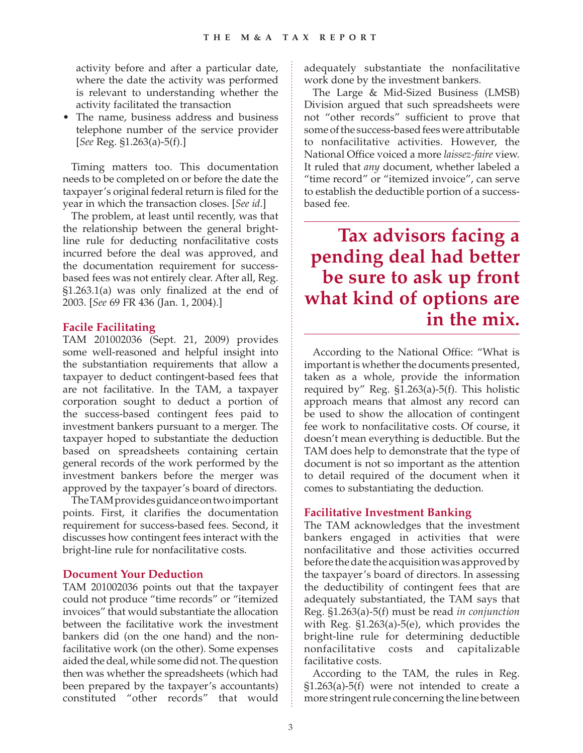activity before and after a particular date, where the date the activity was performed is relevant to understanding whether the activity facilitated the transaction

- The name, business address and business telephone number of the service provider [*See* Reg. §1.263(a)-5(f).]

Timing matters too. This documentation needs to be completed on or before the date the taxpayer's original federal return is filed for the year in which the transaction closes. [*See id.*]

The problem, at least until recently, was that the relationship between the general bright-line rule for deducting nonfacilitative costs incurred before the deal was approved, and the documentation requirement for success-based fees was not entirely clear. After all, Reg. §1.263.1(a) was only finalized at the end of 2003. [*See* 69 FR 436 (Jan. 1, 2004).]

### Facile Facilitating

TAM 201002036 (Sept. 21, 2009) provides some well-reasoned and helpful insight into the substantiation requirements that allow a taxpayer to deduct contingent-based fees that are not facilitative. In the TAM, a taxpayer corporation sought to deduct a portion of the success-based contingent fees paid to investment bankers pursuant to a merger. The taxpayer hoped to substantiate the deduction based on spreadsheets containing certain general records of the work performed by the investment bankers before the merger was approved by the taxpayer's board of directors.

The TAM provides guidance on two important points. First, it clarifies the documentation requirement for success-based fees. Second, it discusses how contingent fees interact with the bright-line rule for nonfacilitative costs.

### Document Your Deduction

TAM 201002036 points out that the taxpayer could not produce "time records" or "itemized invoices" that would substantiate the allocation between the facilitative work the investment bankers did (on the one hand) and the non-facilitative work (on the other). Some expenses aided the deal, while some did not. The question then was whether the spreadsheets (which had been prepared by the taxpayer's accountants) constituted "other records" that would adequately substantiate the nonfacilitative work done by the investment bankers.

The Large & Mid-Sized Business (LMSB) Division argued that such spreadsheets were not "other records" sufficient to prove that some of the success-based fees were attributable to nonfacilitative activities. However, the National Office voiced a more *laissez-faire* view. It ruled that *any* document, whether labeled a "time record" or "itemized invoice", can serve to establish the deductible portion of a success-based fee.

> **Tax advisors facing a pending deal had better be sure to ask up front what kind of options are in the mix.**

According to the National Office: "What is important is whether the documents presented, taken as a whole, provide the information required by" Reg. §1.263(a)-5(f). This holistic approach means that almost any record can be used to show the allocation of contingent fee work to nonfacilitative costs. Of course, it doesn't mean everything is deductible. But the TAM does help to demonstrate that the type of document is not so important as the attention to detail required of the document when it comes to substantiating the deduction.

### Facilitative Investment Banking

The TAM acknowledges that the investment bankers engaged in activities that were nonfacilitative and those activities occurred before the date the acquisition was approved by the taxpayer's board of directors. In assessing the deductibility of contingent fees that are adequately substantiated, the TAM says that Reg. §1.263(a)-5(f) must be read *in conjunction* with Reg. §1.263(a)-5(e), which provides the bright-line rule for determining deductible nonfacilitative costs and capitalizable facilitative costs.

According to the TAM, the rules in Reg. §1.263(a)-5(f) were not intended to create a more stringent rule concerning the line between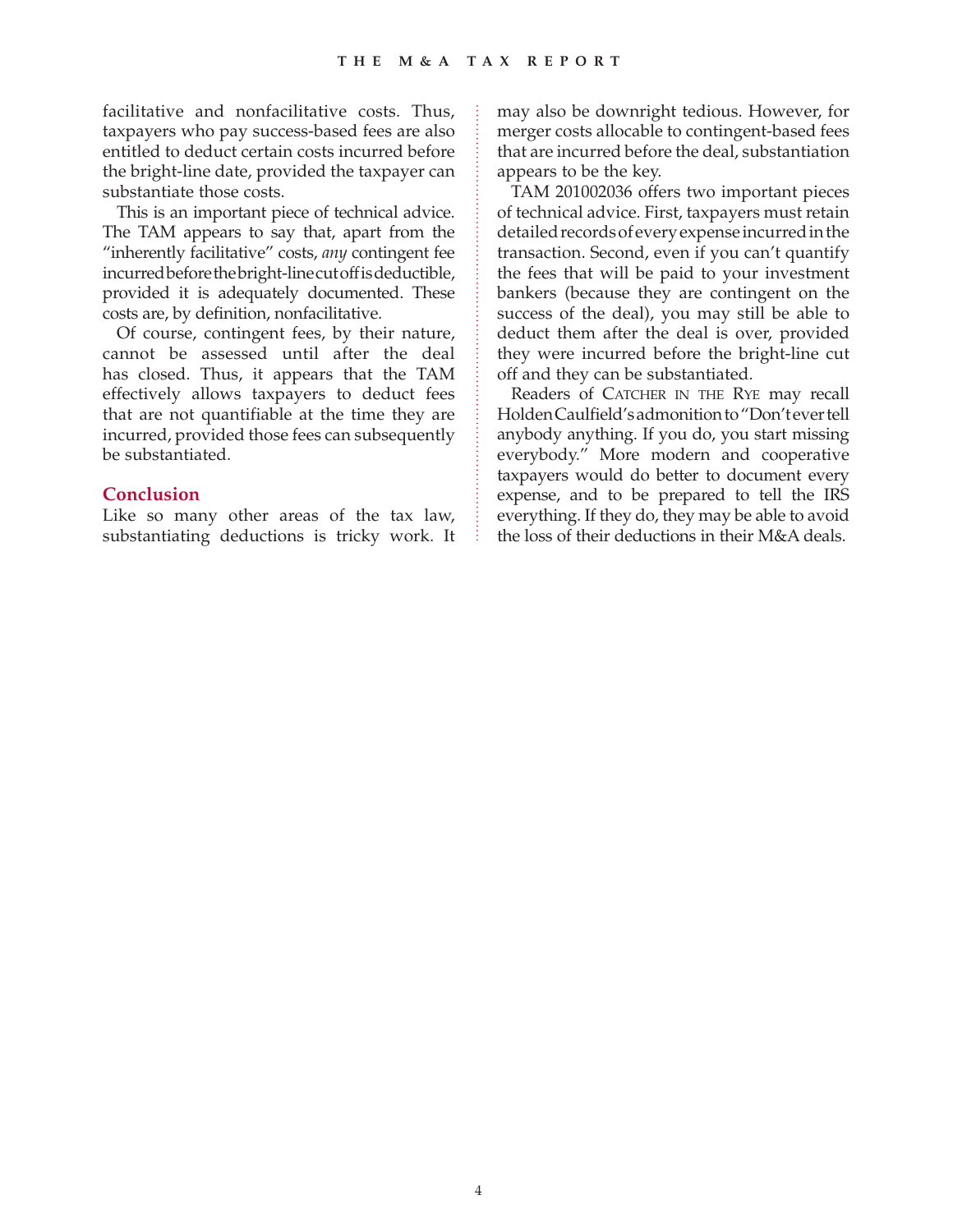facilitative and nonfacilitative costs. Thus, taxpayers who pay success-based fees are also entitled to deduct certain costs incurred before the bright-line date, provided the taxpayer can substantiate those costs.

This is an important piece of technical advice. The TAM appears to say that, apart from the "inherently facilitative" costs, *any* contingent fee incurred before the bright-line cutoff is deductible, provided it is adequately documented. These costs are, by definition, nonfacilitative.

Of course, contingent fees, by their nature, cannot be assessed until after the deal has closed. Thus, it appears that the TAM effectively allows taxpayers to deduct fees that are not quantifiable at the time they are incurred, provided those fees can subsequently be substantiated.

## Conclusion

Like so many other areas of the tax law, substantiating deductions is tricky work. It may also be downright tedious. However, for merger costs allocable to contingent-based fees that are incurred before the deal, substantiation appears to be the key.

TAM 201002036 offers two important pieces of technical advice. First, taxpayers must retain detailed records of every expense incurred in the transaction. Second, even if you can't quantify the fees that will be paid to your investment bankers (because they are contingent on the success of the deal), you may still be able to deduct them after the deal is over, provided they were incurred before the bright-line cut off and they can be substantiated.

Readers of CATCHER IN THE RYE may recall Holden Caulfield's admonition to "Don't ever tell anybody anything. If you do, you start missing everybody." More modern and cooperative taxpayers would do better to document every expense, and to be prepared to tell the IRS everything. If they do, they may be able to avoid the loss of their deductions in their M&A deals.